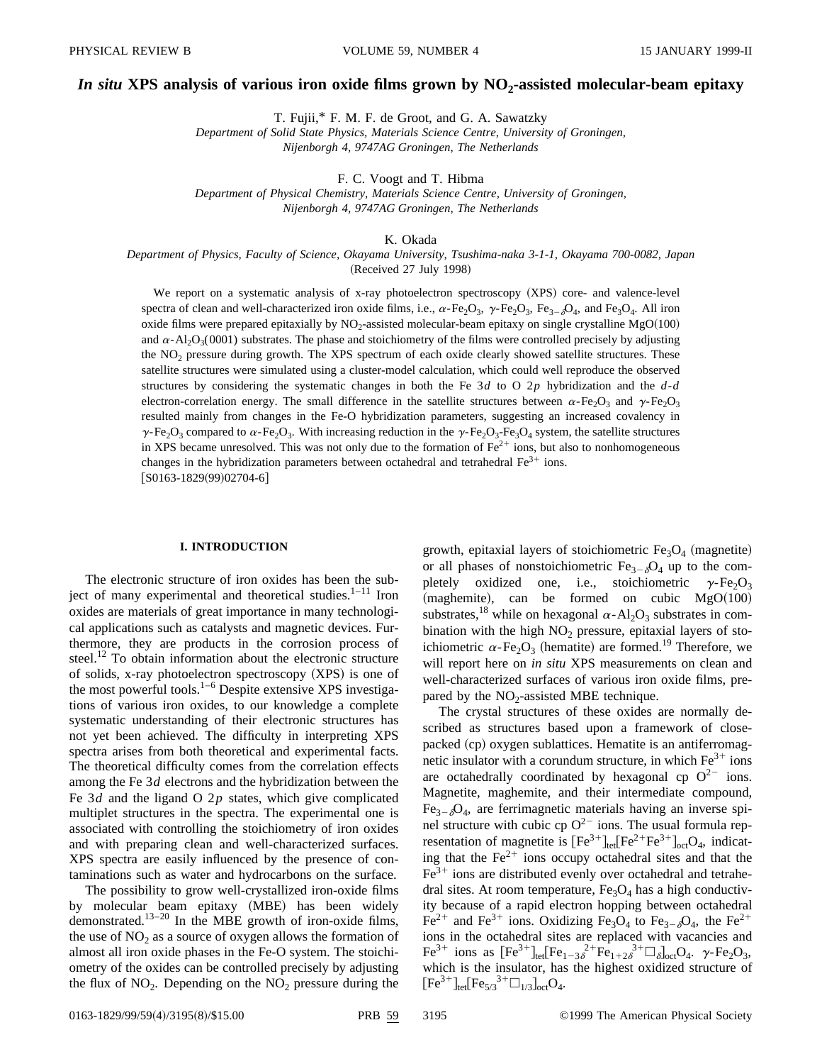# *In situ* XPS analysis of various iron oxide films grown by $NO_2$-assisted molecular-beam epitaxy

T. Fujii,* F. M. F. de Groot, and G. A. Sawatzky

*Department of Solid State Physics, Materials Science Centre, University of Groningen, Nijenborgh 4, 9747AG Groningen, The Netherlands*

F. C. Voogt and T. Hibma

*Department of Physical Chemistry, Materials Science Centre, University of Groningen, Nijenborgh 4, 9747AG Groningen, The Netherlands*

K. Okada

*Department of Physics, Faculty of Science, Okayama University, Tsushima-naka 3-1-1, Okayama 700-0082, Japan*

(Received 27 July 1998)

We report on a systematic analysis of x-ray photoelectron spectroscopy (XPS) core- and valence-level spectra of clean and well-characterized iron oxide films, i.e., $\alpha$-$Fe_2O_3$, $\gamma$-$Fe_2O_3$, $Fe_{3-\delta}O_4$, and $Fe_3O_4$. All iron oxide films were prepared epitaxially by $NO_2$-assisted molecular-beam epitaxy on single crystalline MgO(100) and $\alpha$-$Al_2O_3$(0001) substrates. The phase and stoichiometry of the films were controlled precisely by adjusting the $NO_2$ pressure during growth. The XPS spectrum of each oxide clearly showed satellite structures. These satellite structures were simulated using a cluster-model calculation, which could well reproduce the observed structures by considering the systematic changes in both the Fe 3$d$ to O 2$p$ hybridization and the $d$-$d$ electron-correlation energy. The small difference in the satellite structures between $\alpha$-$Fe_2O_3$ and $\gamma$-$Fe_2O_3$ resulted mainly from changes in the Fe-O hybridization parameters, suggesting an increased covalency in $\gamma$-$Fe_2O_3$ compared to $\alpha$-$Fe_2O_3$. With increasing reduction in the $\gamma$-$Fe_2O_3$-$Fe_3O_4$ system, the satellite structures in XPS became unresolved. This was not only due to the formation of $Fe^{2+}$ ions, but also to nonhomogeneous changes in the hybridization parameters between octahedral and tetrahedral $Fe^{3+}$ ions. [S0163-1829(99)02704-6]

## I. INTRODUCTION

The electronic structure of iron oxides has been the subject of many experimental and theoretical studies.[1–11] Iron oxides are materials of great importance in many technological applications such as catalysts and magnetic devices. Furthermore, they are products in the corrosion process of steel.[12] To obtain information about the electronic structure of solids, x-ray photoelectron spectroscopy (XPS) is one of the most powerful tools.[1–6] Despite extensive XPS investigations of various iron oxides, to our knowledge a complete systematic understanding of their electronic structures has not yet been achieved. The difficulty in interpreting XPS spectra arises from both theoretical and experimental facts. The theoretical difficulty comes from the correlation effects among the Fe 3$d$ electrons and the hybridization between the Fe 3$d$ and the ligand O 2$p$ states, which give complicated multiplet structures in the spectra. The experimental one is associated with controlling the stoichiometry of iron oxides and with preparing clean and well-characterized surfaces. XPS spectra are easily influenced by the presence of contaminations such as water and hydrocarbons on the surface.

The possibility to grow well-crystallized iron-oxide films by molecular beam epitaxy (MBE) has been widely demonstrated.[13–20] In the MBE growth of iron-oxide films, the use of $NO_2$ as a source of oxygen allows the formation of almost all iron oxide phases in the Fe-O system. The stoichiometry of the oxides can be controlled precisely by adjusting the flux of $NO_2$. Depending on the $NO_2$ pressure during the growth, epitaxial layers of stoichiometric $Fe_3O_4$ (magnetite) or all phases of nonstoichiometric $Fe_{3-\delta}O_4$ up to the completely oxidized one, i.e., stoichiometric $\gamma$-$Fe_2O_3$ (maghemite), can be formed on cubic MgO(100) substrates,[18] while on hexagonal $\alpha$-$Al_2O_3$ substrates in combination with the high $NO_2$ pressure, epitaxial layers of stoichiometric $\alpha$-$Fe_2O_3$ (hematite) are formed.[19] Therefore, we will report here on *in situ* XPS measurements on clean and well-characterized surfaces of various iron oxide films, prepared by the $NO_2$-assisted MBE technique.

The crystal structures of these oxides are normally described as structures based upon a framework of close-packed (cp) oxygen sublattices. Hematite is an antiferromagnetic insulator with a corundum structure, in which $Fe^{3+}$ ions are octahedrally coordinated by hexagonal cp $O^{2-}$ ions. Magnetite, maghemite, and their intermediate compound, $Fe_{3-\delta}O_4$, are ferrimagnetic materials having an inverse spinel structure with cubic cp $O^{2-}$ ions. The usual formula representation of magnetite is $[Fe^{3+}]_{tet}[Fe^{2+}Fe^{3+}]_{oct}O_4$, indicating that the $Fe^{2+}$ ions occupy octahedral sites and that the $Fe^{3+}$ ions are distributed evenly over octahedral and tetrahedral sites. At room temperature, $Fe_3O_4$ has a high conductivity because of a rapid electron hopping between octahedral $Fe^{2+}$ and $Fe^{3+}$ ions. Oxidizing $Fe_3O_4$ to $Fe_{3-\delta}O_4$, the $Fe^{2+}$ ions in the octahedral sites are replaced with vacancies and $Fe^{3+}$ ions as $[Fe^{3+}]_{tet}[Fe_{1-3\delta}{}^{2+}Fe_{1+2\delta}{}^{3+}\square_{\delta}]_{oct}O_4$. $\gamma$-$Fe_2O_3$, which is the insulator, has the highest oxidized structure of $[Fe^{3+}]_{tet}[Fe_{5/3}{}^{3+}\square_{1/3}]_{oct}O_4$.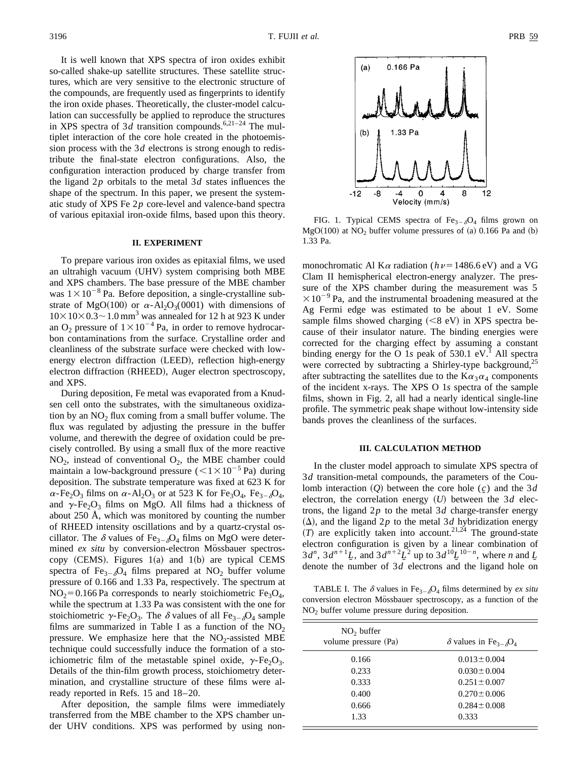It is well known that XPS spectra of iron oxides exhibit so-called shake-up satellite structures. These satellite structures, which are very sensitive to the electronic structure of the compounds, are frequently used as fingerprints to identify the iron oxide phases. Theoretically, the cluster-model calculation can successfully be applied to reproduce the structures in XPS spectra of $3d$ transition compounds.[6,21–24] The multiplet interaction of the core hole created in the photoemission process with the $3d$ electrons is strong enough to redistribute the final-state electron configurations. Also, the configuration interaction produced by charge transfer from the ligand $2p$ orbitals to the metal $3d$ states influences the shape of the spectrum. In this paper, we present the systematic study of XPS Fe $2p$ core-level and valence-band spectra of various epitaxial iron-oxide films, based upon this theory.

## II. EXPERIMENT

To prepare various iron oxides as epitaxial films, we used an ultrahigh vacuum (UHV) system comprising both MBE and XPS chambers. The base pressure of the MBE chamber was $1\times10^{-8}$ Pa. Before deposition, a single-crystalline substrate of MgO(100) or $\alpha$-$Al_2O_3$(0001) with dimensions of $10\times10\times0.3\sim1.0\,\mathrm{mm}^3$ was annealed for 12 h at 923 K under an $O_2$ pressure of $1\times10^{-4}$ Pa, in order to remove hydrocarbon contaminations from the surface. Crystalline order and cleanliness of the substrate surface were checked with low-energy electron diffraction (LEED), reflection high-energy electron diffraction (RHEED), Auger electron spectroscopy, and XPS.

During deposition, Fe metal was evaporated from a Knudsen cell onto the substrates, with the simultaneous oxidization by an $NO_2$ flux coming from a small buffer volume. The flux was regulated by adjusting the pressure in the buffer volume, and therewith the degree of oxidation could be precisely controlled. By using a small flux of the more reactive $NO_2$, instead of conventional $O_2$, the MBE chamber could maintain a low-background pressure ($<1\times10^{-5}$ Pa) during deposition. The substrate temperature was fixed at 623 K for $\alpha$-$Fe_2O_3$ films on $\alpha$-$Al_2O_3$ or at 523 K for $Fe_3O_4$, $Fe_{3-\delta}O_4$, and $\gamma$-$Fe_2O_3$ films on MgO. All films had a thickness of about 250 Å, which was monitored by counting the number of RHEED intensity oscillations and by a quartz-crystal oscillator. The $\delta$ values of $Fe_{3-\delta}O_4$ films on MgO were determined *ex situ* by conversion-electron Mössbauer spectroscopy (CEMS). Figures 1(a) and 1(b) are typical CEMS spectra of $Fe_{3-\delta}O_4$ films prepared at $NO_2$ buffer volume pressure of 0.166 and 1.33 Pa, respectively. The spectrum at $NO_2=0.166$ Pa corresponds to nearly stoichiometric $Fe_3O_4$, while the spectrum at 1.33 Pa was consistent with the one for stoichiometric $\gamma$-$Fe_2O_3$. The $\delta$ values of all $Fe_{3-\delta}O_4$ sample films are summarized in Table I as a function of the $NO_2$ pressure. We emphasize here that the $NO_2$-assisted MBE technique could successfully induce the formation of a stoichiometric film of the metastable spinel oxide, $\gamma$-$Fe_2O_3$. Details of the thin-film growth process, stoichiometry determination, and crystalline structure of these films were already reported in Refs. 15 and 18–20.

After deposition, the sample films were immediately transferred from the MBE chamber to the XPS chamber under UHV conditions. XPS was performed by using monochromatic Al K$\alpha$ radiation ($h\nu=1486.6$ eV) and a VG Clam II hemispherical electron-energy analyzer. The pressure of the XPS chamber during the measurement was $5\times10^{-9}$ Pa, and the instrumental broadening measured at the Ag Fermi edge was estimated to be about 1 eV. Some sample films showed charging ($<8$ eV) in XPS spectra because of their insulator nature. The binding energies were corrected for the charging effect by assuming a constant binding energy for the O $1s$ peak of 530.1 eV.[1] All spectra were corrected by subtracting a Shirley-type background,[25] after subtracting the satellites due to the K$\alpha_3\alpha_4$ components of the incident x-rays. The XPS O $1s$ spectra of the sample films, shown in Fig. 2, all had a nearly identical single-line profile. The symmetric peak shape without low-intensity side bands proves the cleanliness of the surfaces.

FIG. 1. Typical CEMS spectra of $Fe_{3-\delta}O_4$ films grown on MgO(100) at $NO_2$ buffer volume pressures of (a) 0.166 Pa and (b) 1.33 Pa.

## III. CALCULATION METHOD

In the cluster model approach to simulate XPS spectra of $3d$ transition-metal compounds, the parameters of the Coulomb interaction ($Q$) between the core hole ($\underline{c}$) and the $3d$ electron, the correlation energy ($U$) between the $3d$ electrons, the ligand $2p$ to the metal $3d$ charge-transfer energy ($\Delta$), and the ligand $2p$ to the metal $3d$ hybridization energy ($T$) are explicitly taken into account.[21,24] The ground-state electron configuration is given by a linear combination of $3d^n$, $3d^{n+1}\underline{L}$, and $3d^{n+2}\underline{L}^2$ up to $3d^{10}\underline{L}^{10-n}$, where $n$ and $\underline{L}$ denote the number of $3d$ electrons and the ligand hole on

TABLE I. The $\delta$ values in $Fe_{3-\delta}O_4$ films determined by *ex situ* conversion electron Mössbauer spectroscopy, as a function of the $NO_2$ buffer volume pressure during deposition.

| $NO_2$ buffer volume pressure (Pa) | $\delta$ values in $Fe_{3-\delta}O_4$ |
|---|---|
| 0.166 | $0.013\pm0.004$ |
| 0.233 | $0.030\pm0.004$ |
| 0.333 | $0.251\pm0.007$ |
| 0.400 | $0.270\pm0.006$ |
| 0.666 | $0.284\pm0.008$ |
| 1.33 | 0.333 |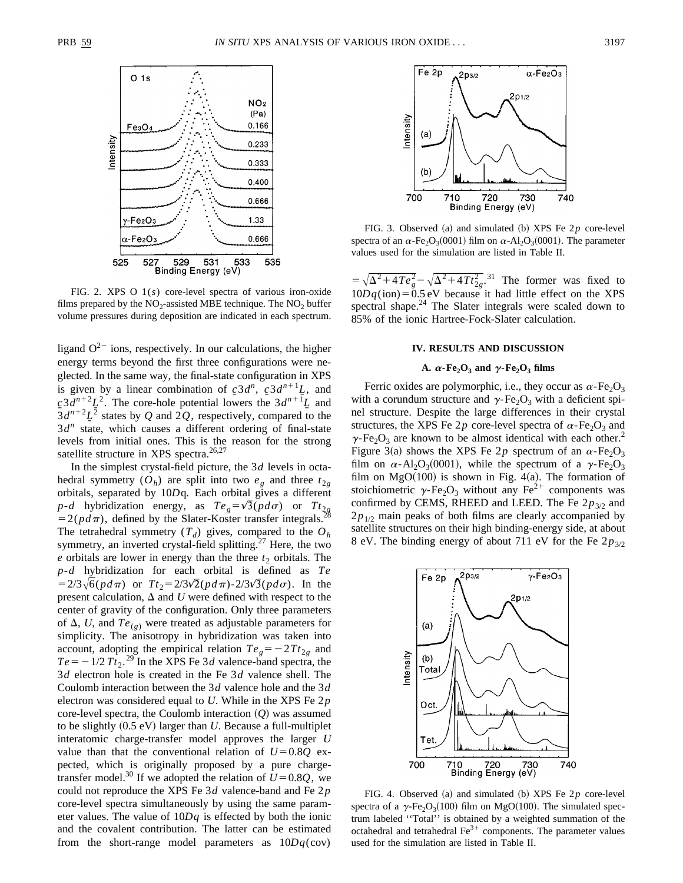FIG. 2. XPS O 1(*s*) core-level spectra of various iron-oxide films prepared by the $NO_2$-assisted MBE technique. The $NO_2$ buffer volume pressures during deposition are indicated in each spectrum.

ligand $O^{2-}$ ions, respectively. In our calculations, the higher energy terms beyond the first three configurations were neglected. In the same way, the final-state configuration in XPS is given by a linear combination of $\underline{c}3d^n$, $\underline{c}3d^{n+1}\underline{L}$, and $\underline{c}3d^{n+2}\underline{L}^2$. The core-hole potential lowers the $3d^{n+1}\underline{L}$ and $3d^{n+2}\underline{L}^2$ states by $Q$ and $2Q$, respectively, compared to the $3d^n$ state, which causes a different ordering of final-state levels from initial ones. This is the reason for the strong satellite structure in XPS spectra.[26,27]

In the simplest crystal-field picture, the $3d$ levels in octahedral symmetry ($O_h$) are split into two $e_g$ and three $t_{2g}$ orbitals, separated by $10Dq$. Each orbital gives a different $p$-$d$ hybridization energy, as $Te_g=\sqrt{3}(pd\sigma)$ or $Tt_{2g}=2(pd\pi)$, defined by the Slater-Koster transfer integrals.[28] The tetrahedral symmetry ($T_d$) gives, compared to the $O_h$ symmetry, an inverted crystal-field splitting.[27] Here, the two $e$ orbitals are lower in energy than the three $t_2$ orbitals. The $p$-$d$ hybridization for each orbital is defined as $Te=2/3\sqrt{6}(pd\pi)$ or $Tt_2=2/3\sqrt{2}(pd\pi)$-$2/3\sqrt{3}(pd\sigma)$. In the present calculation, $\Delta$ and $U$ were defined with respect to the center of gravity of the configuration. Only three parameters of $\Delta$, $U$, and $Te_{(g)}$ were treated as adjustable parameters for simplicity. The anisotropy in hybridization was taken into account, adopting the empirical relation $Te_g=-2Tt_{2g}$ and $Te=-1/2\,Tt_2$.[29] In the XPS Fe $3d$ valence-band spectra, the $3d$ electron hole is created in the Fe $3d$ valence shell. The Coulomb interaction between the $3d$ valence hole and the $3d$ electron was considered equal to $U$. While in the XPS Fe $2p$ core-level spectra, the Coulomb interaction ($Q$) was assumed to be slightly (0.5 eV) larger than $U$. Because a full-multiplet interatomic charge-transfer model approves the larger $U$ value than that the conventional relation of $U=0.8Q$ expected, which is originally proposed by a pure charge-transfer model.[30] If we adopted the relation of $U=0.8Q$, we could not reproduce the XPS Fe $3d$ valence-band and Fe $2p$ core-level spectra simultaneously by using the same parameter values. The value of $10Dq$ is effected by both the ionic and the covalent contribution. The latter can be estimated from the short-range model parameters as $10Dq(\text{cov})=\sqrt{\Delta^2+4Te_g^2}-\sqrt{\Delta^2+4Tt_{2g}^2}$.[31] The former was fixed to $10Dq(\text{ion})=0.5$ eV because it had little effect on the XPS spectral shape.[24] The Slater integrals were scaled down to 85% of the ionic Hartree-Fock-Slater calculation.

FIG. 3. Observed (a) and simulated (b) XPS Fe $2p$ core-level spectra of an $\alpha$-$Fe_2O_3$(0001) film on $\alpha$-$Al_2O_3$(0001). The parameter values used for the simulation are listed in Table II.

## IV. RESULTS AND DISCUSSION

### A. $\alpha$-$Fe_2O_3$ and $\gamma$-$Fe_2O_3$ films

Ferric oxides are polymorphic, i.e., they occur as $\alpha$-$Fe_2O_3$ with a corundum structure and $\gamma$-$Fe_2O_3$ with a deficient spinel structure. Despite the large differences in their crystal structures, the XPS Fe $2p$ core-level spectra of $\alpha$-$Fe_2O_3$ and $\gamma$-$Fe_2O_3$ are known to be almost identical with each other.[2] Figure 3(a) shows the XPS Fe $2p$ spectrum of an $\alpha$-$Fe_2O_3$ film on $\alpha$-$Al_2O_3$(0001), while the spectrum of a $\gamma$-$Fe_2O_3$ film on MgO(100) is shown in Fig. 4(a). The formation of stoichiometric $\gamma$-$Fe_2O_3$ without any $Fe^{2+}$ components was confirmed by CEMS, RHEED and LEED. The Fe $2p_{3/2}$ and $2p_{1/2}$ main peaks of both films are clearly accompanied by satellite structures on their high binding-energy side, at about 8 eV. The binding energy of about 711 eV for the Fe $2p_{3/2}$

FIG. 4. Observed (a) and simulated (b) XPS Fe $2p$ core-level spectra of a $\gamma$-$Fe_2O_3$(100) film on MgO(100). The simulated spectrum labeled "Total" is obtained by a weighted summation of the octahedral and tetrahedral $Fe^{3+}$ components. The parameter values used for the simulation are listed in Table II.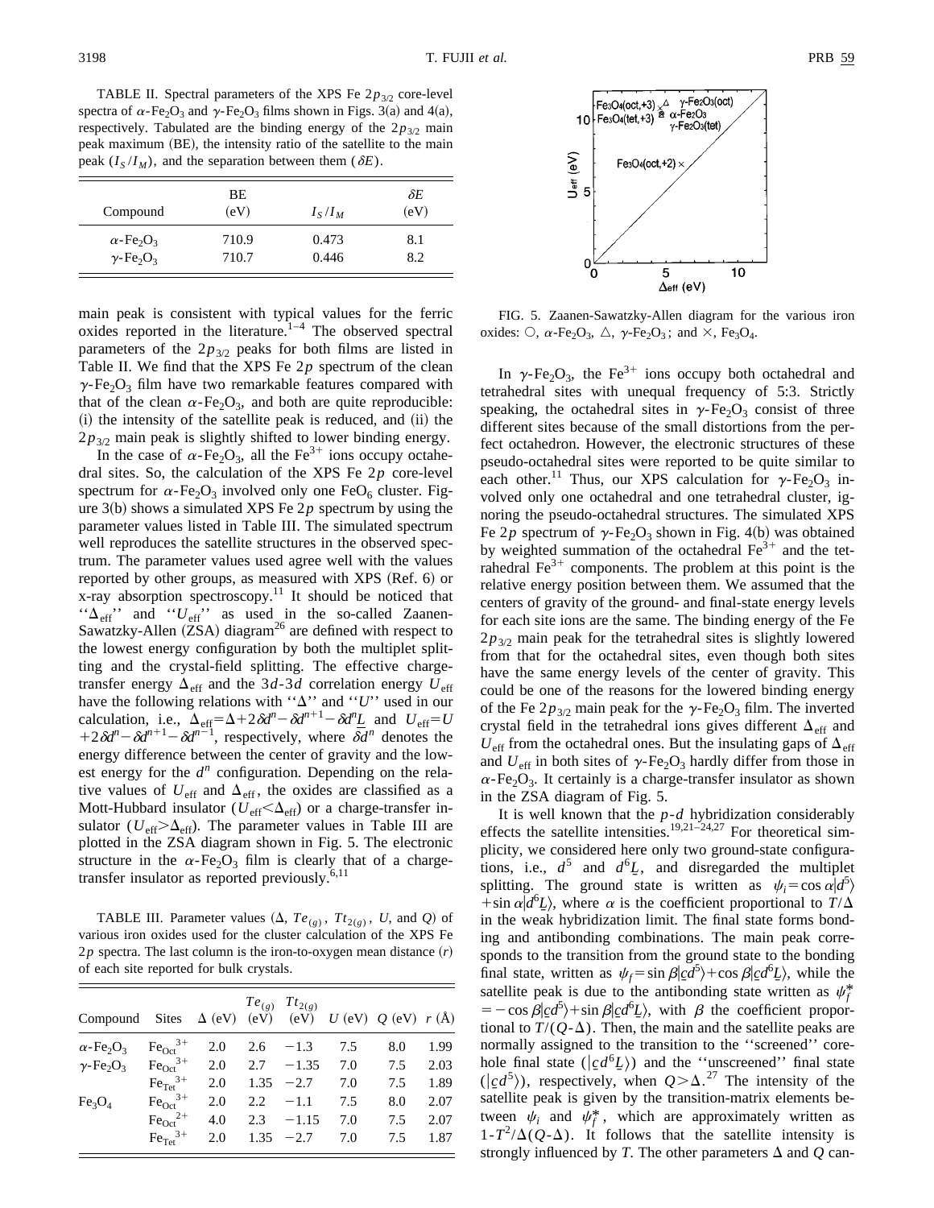TABLE II. Spectral parameters of the XPS Fe $2p_{3/2}$ core-level spectra of $\alpha$-$Fe_2O_3$ and $\gamma$-$Fe_2O_3$ films shown in Figs. 3(a) and 4(a), respectively. Tabulated are the binding energy of the $2p_{3/2}$ main peak maximum (BE), the intensity ratio of the satellite to the main peak ($I_S/I_M$), and the separation between them ($\delta E$).

| Compound | BE (eV) | $I_S/I_M$ | $\delta E$ (eV) |
|---|---|---|---|
| $\alpha$-$Fe_2O_3$ | 710.9 | 0.473 | 8.1 |
| $\gamma$-$Fe_2O_3$ | 710.7 | 0.446 | 8.2 |

main peak is consistent with typical values for the ferric oxides reported in the literature.[1–4] The observed spectral parameters of the $2p_{3/2}$ peaks for both films are listed in Table II. We find that the XPS Fe $2p$ spectrum of the clean $\gamma$-$Fe_2O_3$ film have two remarkable features compared with that of the clean $\alpha$-$Fe_2O_3$, and both are quite reproducible: (i) the intensity of the satellite peak is reduced, and (ii) the $2p_{3/2}$ main peak is slightly shifted to lower binding energy.

In the case of $\alpha$-$Fe_2O_3$, all the $Fe^{3+}$ ions occupy octahedral sites. So, the calculation of the XPS Fe $2p$ core-level spectrum for $\alpha$-$Fe_2O_3$ involved only one $FeO_6$ cluster. Figure 3(b) shows a simulated XPS Fe $2p$ spectrum by using the parameter values listed in Table III. The simulated spectrum well reproduces the satellite structures in the observed spectrum. The parameter values used agree well with the values reported by other groups, as measured with XPS (Ref. 6) or x-ray absorption spectroscopy.[11] It should be noticed that "$\Delta_{\mathrm{eff}}$" and "$U_{\mathrm{eff}}$" as used in the so-called Zaanen-Sawatzky-Allen (ZSA) diagram[26] are defined with respect to the lowest energy configuration by both the multiplet splitting and the crystal-field splitting. The effective charge-transfer energy $\Delta_{\mathrm{eff}}$ and the $3d$-$3d$ correlation energy $U_{\mathrm{eff}}$ have the following relations with "$\Delta$" and "$U$" used in our calculation, i.e., $\Delta_{\mathrm{eff}}=\Delta+2\delta d^n-\delta d^{n+1}-\delta d^n\underline{L}$ and $U_{\mathrm{eff}}=U+2\delta d^n-\delta d^{n+1}-\delta d^{n-1}$, respectively, where $\delta d^n$ denotes the energy difference between the center of gravity and the lowest energy for the $d^n$ configuration. Depending on the relative values of $U_{\mathrm{eff}}$ and $\Delta_{\mathrm{eff}}$, the oxides are classified as a Mott-Hubbard insulator ($U_{\mathrm{eff}}<\Delta_{\mathrm{eff}}$) or a charge-transfer insulator ($U_{\mathrm{eff}}>\Delta_{\mathrm{eff}}$). The parameter values in Table III are plotted in the ZSA diagram shown in Fig. 5. The electronic structure in the $\alpha$-$Fe_2O_3$ film is clearly that of a charge-transfer insulator as reported previously.[6,11]

TABLE III. Parameter values ($\Delta$, $Te_{(g)}$, $Tt_{2(g)}$, $U$, and $Q$) of various iron oxides used for the cluster calculation of the XPS Fe $2p$ spectra. The last column is the iron-to-oxygen mean distance ($r$) of each site reported for bulk crystals.

| Compound | Sites | $\Delta$ (eV) | $Te_{(g)}$ (eV) | $Tt_{2(g)}$ (eV) | $U$ (eV) | $Q$ (eV) | $r$ (Å) |
|---|---|---|---|---|---|---|---|
| $\alpha$-$Fe_2O_3$ | $Fe_{Oct}^{3+}$ | 2.0 | 2.6 | −1.3 | 7.5 | 8.0 | 1.99 |
| $\gamma$-$Fe_2O_3$ | $Fe_{Oct}^{3+}$ | 2.0 | 2.7 | −1.35 | 7.0 | 7.5 | 2.03 |
| | $Fe_{Tet}^{3+}$ | 2.0 | 1.35 | −2.7 | 7.0 | 7.5 | 1.89 |
| $Fe_3O_4$ | $Fe_{Oct}^{3+}$ | 2.0 | 2.2 | −1.1 | 7.5 | 8.0 | 2.07 |
| | $Fe_{Oct}^{2+}$ | 4.0 | 2.3 | −1.15 | 7.0 | 7.5 | 2.07 |
| | $Fe_{Tet}^{3+}$ | 2.0 | 1.35 | −2.7 | 7.0 | 7.5 | 1.87 |

FIG. 5. Zaanen-Sawatzky-Allen diagram for the various iron oxides: ○, $\alpha$-$Fe_2O_3$, △, $\gamma$-$Fe_2O_3$; and ×, $Fe_3O_4$.

In $\gamma$-$Fe_2O_3$, the $Fe^{3+}$ ions occupy both octahedral and tetrahedral sites with unequal frequency of 5:3. Strictly speaking, the octahedral sites in $\gamma$-$Fe_2O_3$ consist of three different sites because of the small distortions from the perfect octahedron. However, the electronic structures of these pseudo-octahedral sites were reported to be quite similar to each other.[11] Thus, our XPS calculation for $\gamma$-$Fe_2O_3$ involved only one octahedral and one tetrahedral cluster, ignoring the pseudo-octahedral structures. The simulated XPS Fe $2p$ spectrum of $\gamma$-$Fe_2O_3$ shown in Fig. 4(b) was obtained by weighted summation of the octahedral $Fe^{3+}$ and the tetrahedral $Fe^{3+}$ components. The problem at this point is the relative energy position between them. We assumed that the centers of gravity of the ground- and final-state energy levels for each site ions are the same. The binding energy of the Fe $2p_{3/2}$ main peak for the tetrahedral sites is slightly lowered from that for the octahedral sites, even though both sites have the same energy levels of the center of gravity. This could be one of the reasons for the lowered binding energy of the Fe $2p_{3/2}$ main peak for the $\gamma$-$Fe_2O_3$ film. The inverted crystal field in the tetrahedral ions gives different $\Delta_{\mathrm{eff}}$ and $U_{\mathrm{eff}}$ from the octahedral ones. But the insulating gaps of $\Delta_{\mathrm{eff}}$ and $U_{\mathrm{eff}}$ in both sites of $\gamma$-$Fe_2O_3$ hardly differ from those in $\alpha$-$Fe_2O_3$. It certainly is a charge-transfer insulator as shown in the ZSA diagram of Fig. 5.

It is well known that the $p$-$d$ hybridization considerably effects the satellite intensities.[19,21–24,27] For theoretical simplicity, we considered here only two ground-state configurations, i.e., $d^5$ and $d^6\underline{L}$, and disregarded the multiplet splitting. The ground state is written as $\psi_i=\cos\alpha|d^5\rangle+\sin\alpha|d^6\underline{L}\rangle$, where $\alpha$ is the coefficient proportional to $T/\Delta$ in the weak hybridization limit. The final state forms bonding and antibonding combinations. The main peak corresponds to the transition from the ground state to the bonding final state, written as $\psi_f=\sin\beta|\underline{c}d^5\rangle+\cos\beta|\underline{c}d^6\underline{L}\rangle$, while the satellite peak is due to the antibonding state written as $\psi_f^*=-\cos\beta|\underline{c}d^5\rangle+\sin\beta|\underline{c}d^6\underline{L}\rangle$, with $\beta$ the coefficient proportional to $T/(Q-\Delta)$. Then, the main and the satellite peaks are normally assigned to the transition to the "screened" core-hole final state ($|\underline{c}d^6\underline{L}\rangle$) and the "unscreened" final state ($|\underline{c}d^5\rangle$), respectively, when $Q>\Delta$.[27] The intensity of the satellite peak is given by the transition-matrix elements between $\psi_i$ and $\psi_f^*$, which are approximately written as $1-T^2/\Delta(Q-\Delta)$. It follows that the satellite intensity is strongly influenced by $T$. The other parameters $\Delta$ and $Q$ can-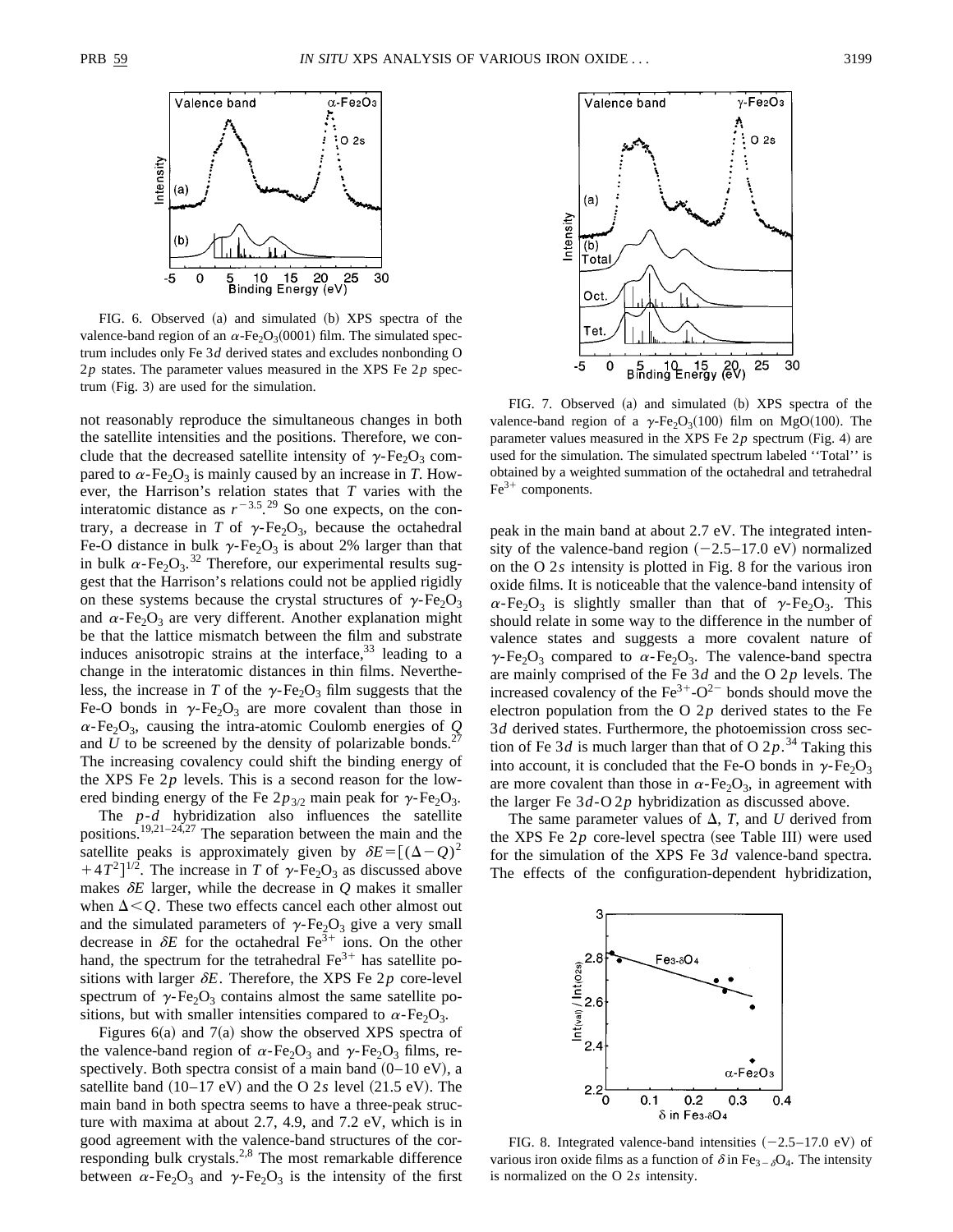FIG. 6. Observed (a) and simulated (b) XPS spectra of the valence-band region of an $\alpha$-$Fe_2O_3$(0001) film. The simulated spectrum includes only Fe 3$d$ derived states and excludes nonbonding O 2$p$ states. The parameter values measured in the XPS Fe 2$p$ spectrum (Fig. 3) are used for the simulation.

not reasonably reproduce the simultaneous changes in both the satellite intensities and the positions. Therefore, we conclude that the decreased satellite intensity of $\gamma$-$Fe_2O_3$ compared to $\alpha$-$Fe_2O_3$ is mainly caused by an increase in $T$. However, the Harrison's relation states that $T$ varies with the interatomic distance as $r^{-3.5}$.[29] So one expects, on the contrary, a decrease in $T$ of $\gamma$-$Fe_2O_3$, because the octahedral Fe-O distance in bulk $\gamma$-$Fe_2O_3$ is about 2% larger than that in bulk $\alpha$-$Fe_2O_3$.[32] Therefore, our experimental results suggest that the Harrison's relations could not be applied rigidly on these systems because the crystal structures of $\gamma$-$Fe_2O_3$ and $\alpha$-$Fe_2O_3$ are very different. Another explanation might be that the lattice mismatch between the film and substrate induces anisotropic strains at the interface,[33] leading to a change in the interatomic distances in thin films. Nevertheless, the increase in $T$ of the $\gamma$-$Fe_2O_3$ film suggests that the Fe-O bonds in $\gamma$-$Fe_2O_3$ are more covalent than those in $\alpha$-$Fe_2O_3$, causing the intra-atomic Coulomb energies of $Q$ and $U$ to be screened by the density of polarizable bonds.[27] The increasing covalency could shift the binding energy of the XPS Fe 2$p$ levels. This is a second reason for the lowered binding energy of the Fe $2p_{3/2}$ main peak for $\gamma$-$Fe_2O_3$.

The $p$-$d$ hybridization also influences the satellite positions.[19,21–24,27] The separation between the main and the satellite peaks is approximately given by $\delta E=[(\Delta-Q)^2+4T^2]^{1/2}$. The increase in $T$ of $\gamma$-$Fe_2O_3$ as discussed above makes $\delta E$ larger, while the decrease in $Q$ makes it smaller when $\Delta<Q$. These two effects cancel each other almost out and the simulated parameters of $\gamma$-$Fe_2O_3$ give a very small decrease in $\delta E$ for the octahedral $Fe^{3+}$ ions. On the other hand, the spectrum for the tetrahedral $Fe^{3+}$ has satellite positions with larger $\delta E$. Therefore, the XPS Fe 2$p$ core-level spectrum of $\gamma$-$Fe_2O_3$ contains almost the same satellite positions, but with smaller intensities compared to $\alpha$-$Fe_2O_3$.

Figures 6(a) and 7(a) show the observed XPS spectra of the valence-band region of $\alpha$-$Fe_2O_3$ and $\gamma$-$Fe_2O_3$ films, respectively. Both spectra consist of a main band (0–10 eV), a satellite band (10–17 eV) and the O 2$s$ level (21.5 eV). The main band in both spectra seems to have a three-peak structure with maxima at about 2.7, 4.9, and 7.2 eV, which is in good agreement with the valence-band structures of the corresponding bulk crystals.[2,8] The most remarkable difference between $\alpha$-$Fe_2O_3$ and $\gamma$-$Fe_2O_3$ is the intensity of the first

FIG. 7. Observed (a) and simulated (b) XPS spectra of the valence-band region of a $\gamma$-$Fe_2O_3$(100) film on MgO(100). The parameter values measured in the XPS Fe 2$p$ spectrum (Fig. 4) are used for the simulation. The simulated spectrum labeled "Total" is obtained by a weighted summation of the octahedral and tetrahedral $Fe^{3+}$ components.

peak in the main band at about 2.7 eV. The integrated intensity of the valence-band region (−2.5–17.0 eV) normalized on the O 2$s$ intensity is plotted in Fig. 8 for the various iron oxide films. It is noticeable that the valence-band intensity of $\alpha$-$Fe_2O_3$ is slightly smaller than that of $\gamma$-$Fe_2O_3$. This should relate in some way to the difference in the number of valence states and suggests a more covalent nature of $\gamma$-$Fe_2O_3$ compared to $\alpha$-$Fe_2O_3$. The valence-band spectra are mainly comprised of the Fe 3$d$ and the O 2$p$ levels. The increased covalency of the $Fe^{3+}$-$O^{2-}$ bonds should move the electron population from the O 2$p$ derived states to the Fe 3$d$ derived states. Furthermore, the photoemission cross section of Fe 3$d$ is much larger than that of O 2$p$.[34] Taking this into account, it is concluded that the Fe-O bonds in $\gamma$-$Fe_2O_3$ are more covalent than those in $\alpha$-$Fe_2O_3$, in agreement with the larger Fe 3$d$-O 2$p$ hybridization as discussed above.

The same parameter values of $\Delta$, $T$, and $U$ derived from the XPS Fe 2$p$ core-level spectra (see Table III) were used for the simulation of the XPS Fe 3$d$ valence-band spectra. The effects of the configuration-dependent hybridization,

FIG. 8. Integrated valence-band intensities (−2.5–17.0 eV) of various iron oxide films as a function of $\delta$ in $Fe_{3-\delta}O_4$. The intensity is normalized on the O 2$s$ intensity.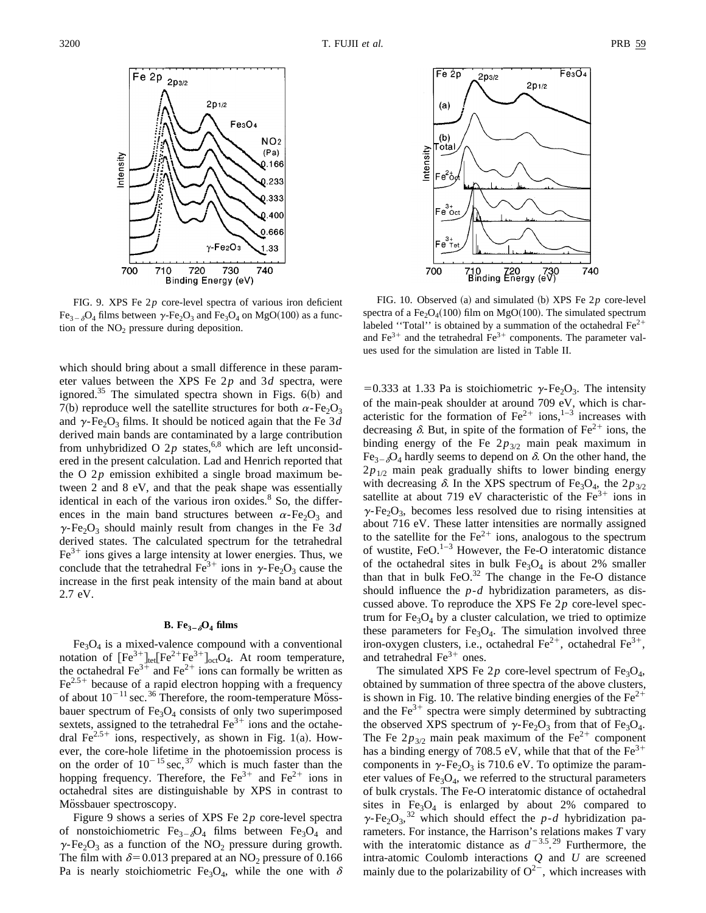FIG. 9. XPS Fe 2$p$ core-level spectra of various iron deficient $Fe_{3-\delta}O_4$ films between $\gamma$-$Fe_2O_3$ and $Fe_3O_4$ on MgO(100) as a function of the $NO_2$ pressure during deposition.

FIG. 10. Observed (a) and simulated (b) XPS Fe 2$p$ core-level spectra of a $Fe_3O_4$(100) film on MgO(100). The simulated spectrum labeled ''Total'' is obtained by a summation of the octahedral $Fe^{2+}$ and $Fe^{3+}$ and the tetrahedral $Fe^{3+}$ components. The parameter values used for the simulation are listed in Table II.

which should bring about a small difference in these parameter values between the XPS Fe 2$p$ and 3$d$ spectra, were ignored.[35] The simulated spectra shown in Figs. 6(b) and 7(b) reproduce well the satellite structures for both $\alpha$-$Fe_2O_3$ and $\gamma$-$Fe_2O_3$ films. It should be noticed again that the Fe 3$d$ derived main bands are contaminated by a large contribution from unhybridized O 2$p$ states,[6,8] which are left unconsidered in the present calculation. Lad and Henrich reported that the O 2$p$ emission exhibited a single broad maximum between 2 and 8 eV, and that the peak shape was essentially identical in each of the various iron oxides.[8] So, the differences in the main band structures between $\alpha$-$Fe_2O_3$ and $\gamma$-$Fe_2O_3$ should mainly result from changes in the Fe 3$d$ derived states. The calculated spectrum for the tetrahedral $Fe^{3+}$ ions gives a large intensity at lower energies. Thus, we conclude that the tetrahedral $Fe^{3+}$ ions in $\gamma$-$Fe_2O_3$ cause the increase in the first peak intensity of the main band at about 2.7 eV.

### B. $Fe_{3-\delta}O_4$ films

$Fe_3O_4$ is a mixed-valence compound with a conventional notation of $[Fe^{3+}]_{tet}[Fe^{2+}Fe^{3+}]_{oct}O_4$. At room temperature, the octahedral $Fe^{3+}$ and $Fe^{2+}$ ions can formally be written as $Fe^{2.5+}$ because of a rapid electron hopping with a frequency of about $10^{-11}$ sec.[36] Therefore, the room-temperature Mössbauer spectrum of $Fe_3O_4$ consists of only two superimposed sextets, assigned to the tetrahedral $Fe^{3+}$ ions and the octahedral $Fe^{2.5+}$ ions, respectively, as shown in Fig. 1(a). However, the core-hole lifetime in the photoemission process is on the order of $10^{-15}$ sec,[37] which is much faster than the hopping frequency. Therefore, the $Fe^{3+}$ and $Fe^{2+}$ ions in octahedral sites are distinguishable by XPS in contrast to Mössbauer spectroscopy.

Figure 9 shows a series of XPS Fe 2$p$ core-level spectra of nonstoichiometric $Fe_{3-\delta}O_4$ films between $Fe_3O_4$ and $\gamma$-$Fe_2O_3$ as a function of the $NO_2$ pressure during growth. The film with $\delta=0.013$ prepared at an $NO_2$ pressure of 0.166 Pa is nearly stoichiometric $Fe_3O_4$, while the one with $\delta=0.333$ at 1.33 Pa is stoichiometric $\gamma$-$Fe_2O_3$. The intensity of the main-peak shoulder at around 709 eV, which is characteristic for the formation of $Fe^{2+}$ ions,[1–3] increases with decreasing $\delta$. But, in spite of the formation of $Fe^{2+}$ ions, the binding energy of the Fe 2$p_{3/2}$ main peak maximum in $Fe_{3-\delta}O_4$ hardly seems to depend on $\delta$. On the other hand, the 2$p_{1/2}$ main peak gradually shifts to lower binding energy with decreasing $\delta$. In the XPS spectrum of $Fe_3O_4$, the 2$p_{3/2}$ satellite at about 719 eV characteristic of the $Fe^{3+}$ ions in $\gamma$-$Fe_2O_3$, becomes less resolved due to rising intensities at about 716 eV. These latter intensities are normally assigned to the satellite for the $Fe^{2+}$ ions, analogous to the spectrum of wustite, FeO.[1–3] However, the Fe-O interatomic distance of the octahedral sites in bulk $Fe_3O_4$ is about 2% smaller than that in bulk FeO.[32] The change in the Fe-O distance should influence the $p$-$d$ hybridization parameters, as discussed above. To reproduce the XPS Fe 2$p$ core-level spectrum for $Fe_3O_4$ by a cluster calculation, we tried to optimize these parameters for $Fe_3O_4$. The simulation involved three iron-oxygen clusters, i.e., octahedral $Fe^{2+}$, octahedral $Fe^{3+}$, and tetrahedral $Fe^{3+}$ ones.

The simulated XPS Fe 2$p$ core-level spectrum of $Fe_3O_4$, obtained by summation of three spectra of the above clusters, is shown in Fig. 10. The relative binding energies of the $Fe^{2+}$ and the $Fe^{3+}$ spectra were simply determined by subtracting the observed XPS spectrum of $\gamma$-$Fe_2O_3$ from that of $Fe_3O_4$. The Fe 2$p_{3/2}$ main peak maximum of the $Fe^{2+}$ component has a binding energy of 708.5 eV, while that that of the $Fe^{3+}$ components in $\gamma$-$Fe_2O_3$ is 710.6 eV. To optimize the parameter values of $Fe_3O_4$, we referred to the structural parameters of bulk crystals. The Fe-O interatomic distance of octahedral sites in $Fe_3O_4$ is enlarged by about 2% compared to $\gamma$-$Fe_2O_3$,[32] which should effect the $p$-$d$ hybridization parameters. For instance, the Harrison's relations makes $T$ vary with the interatomic distance as $d^{-3.5}$.[29] Furthermore, the intra-atomic Coulomb interactions $Q$ and $U$ are screened mainly due to the polarizability of $O^{2-}$, which increases with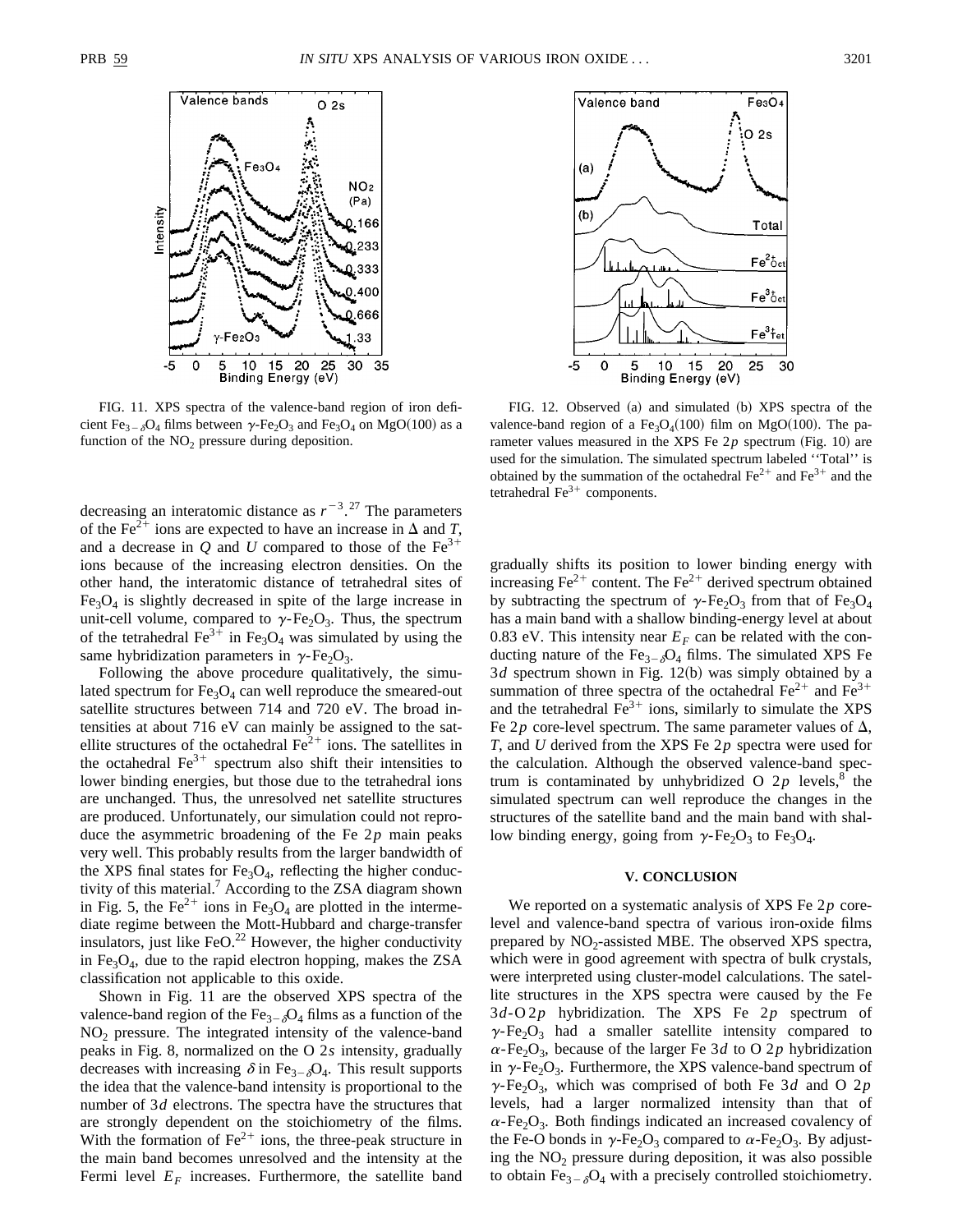FIG. 11. XPS spectra of the valence-band region of iron deficient $Fe_{3-\delta}O_4$ films between $\gamma$-$Fe_2O_3$ and $Fe_3O_4$ on MgO(100) as a function of the $NO_2$ pressure during deposition.

FIG. 12. Observed (a) and simulated (b) XPS spectra of the valence-band region of a $Fe_3O_4$(100) film on MgO(100). The parameter values measured in the XPS Fe $2p$ spectrum (Fig. 10) are used for the simulation. The simulated spectrum labeled ''Total'' is obtained by the summation of the octahedral $Fe^{2+}$ and $Fe^{3+}$ and the tetrahedral $Fe^{3+}$ components.

decreasing an interatomic distance as $r^{-3}$.[27] The parameters of the $Fe^{2+}$ ions are expected to have an increase in $\Delta$ and $T$, and a decrease in $Q$ and $U$ compared to those of the $Fe^{3+}$ ions because of the increasing electron densities. On the other hand, the interatomic distance of tetrahedral sites of $Fe_3O_4$ is slightly decreased in spite of the large increase in unit-cell volume, compared to $\gamma$-$Fe_2O_3$. Thus, the spectrum of the tetrahedral $Fe^{3+}$ in $Fe_3O_4$ was simulated by using the same hybridization parameters in $\gamma$-$Fe_2O_3$.

Following the above procedure qualitatively, the simulated spectrum for $Fe_3O_4$ can well reproduce the smeared-out satellite structures between 714 and 720 eV. The broad intensities at about 716 eV can mainly be assigned to the satellite structures of the octahedral $Fe^{2+}$ ions. The satellites in the octahedral $Fe^{3+}$ spectrum also shift their intensities to lower binding energies, but those due to the tetrahedral ions are unchanged. Thus, the unresolved net satellite structures are produced. Unfortunately, our simulation could not reproduce the asymmetric broadening of the Fe $2p$ main peaks very well. This probably results from the larger bandwidth of the XPS final states for $Fe_3O_4$, reflecting the higher conductivity of this material.[7] According to the ZSA diagram shown in Fig. 5, the $Fe^{2+}$ ions in $Fe_3O_4$ are plotted in the intermediate regime between the Mott-Hubbard and charge-transfer insulators, just like FeO.[22] However, the higher conductivity in $Fe_3O_4$, due to the rapid electron hopping, makes the ZSA classification not applicable to this oxide.

Shown in Fig. 11 are the observed XPS spectra of the valence-band region of the $Fe_{3-\delta}O_4$ films as a function of the $NO_2$ pressure. The integrated intensity of the valence-band peaks in Fig. 8, normalized on the O $2s$ intensity, gradually decreases with increasing $\delta$ in $Fe_{3-\delta}O_4$. This result supports the idea that the valence-band intensity is proportional to the number of $3d$ electrons. The spectra have the structures that are strongly dependent on the stoichiometry of the films. With the formation of $Fe^{2+}$ ions, the three-peak structure in the main band becomes unresolved and the intensity at the Fermi level $E_F$ increases. Furthermore, the satellite band gradually shifts its position to lower binding energy with increasing $Fe^{2+}$ content. The $Fe^{2+}$ derived spectrum obtained by subtracting the spectrum of $\gamma$-$Fe_2O_3$ from that of $Fe_3O_4$ has a main band with a shallow binding-energy level at about 0.83 eV. This intensity near $E_F$ can be related with the conducting nature of the $Fe_{3-\delta}O_4$ films. The simulated XPS Fe $3d$ spectrum shown in Fig. 12(b) was simply obtained by a summation of three spectra of the octahedral $Fe^{2+}$ and $Fe^{3+}$ and the tetrahedral $Fe^{3+}$ ions, similarly to simulate the XPS Fe $2p$ core-level spectrum. The same parameter values of $\Delta$, $T$, and $U$ derived from the XPS Fe $2p$ spectra were used for the calculation. Although the observed valence-band spectrum is contaminated by unhybridized O $2p$ levels,[8] the simulated spectrum can well reproduce the changes in the structures of the satellite band and the main band with shallow binding energy, going from $\gamma$-$Fe_2O_3$ to $Fe_3O_4$.

## V. CONCLUSION

We reported on a systematic analysis of XPS Fe $2p$ core-level and valence-band spectra of various iron-oxide films prepared by $NO_2$-assisted MBE. The observed XPS spectra, which were in good agreement with spectra of bulk crystals, were interpreted using cluster-model calculations. The satellite structures in the XPS spectra were caused by the Fe $3d$-O $2p$ hybridization. The XPS Fe $2p$ spectrum of $\gamma$-$Fe_2O_3$ had a smaller satellite intensity compared to $\alpha$-$Fe_2O_3$, because of the larger Fe $3d$ to O $2p$ hybridization in $\gamma$-$Fe_2O_3$. Furthermore, the XPS valence-band spectrum of $\gamma$-$Fe_2O_3$, which was comprised of both Fe $3d$ and O $2p$ levels, had a larger normalized intensity than that of $\alpha$-$Fe_2O_3$. Both findings indicated an increased covalency of the Fe-O bonds in $\gamma$-$Fe_2O_3$ compared to $\alpha$-$Fe_2O_3$. By adjusting the $NO_2$ pressure during deposition, it was also possible to obtain $Fe_{3-\delta}O_4$ with a precisely controlled stoichiometry.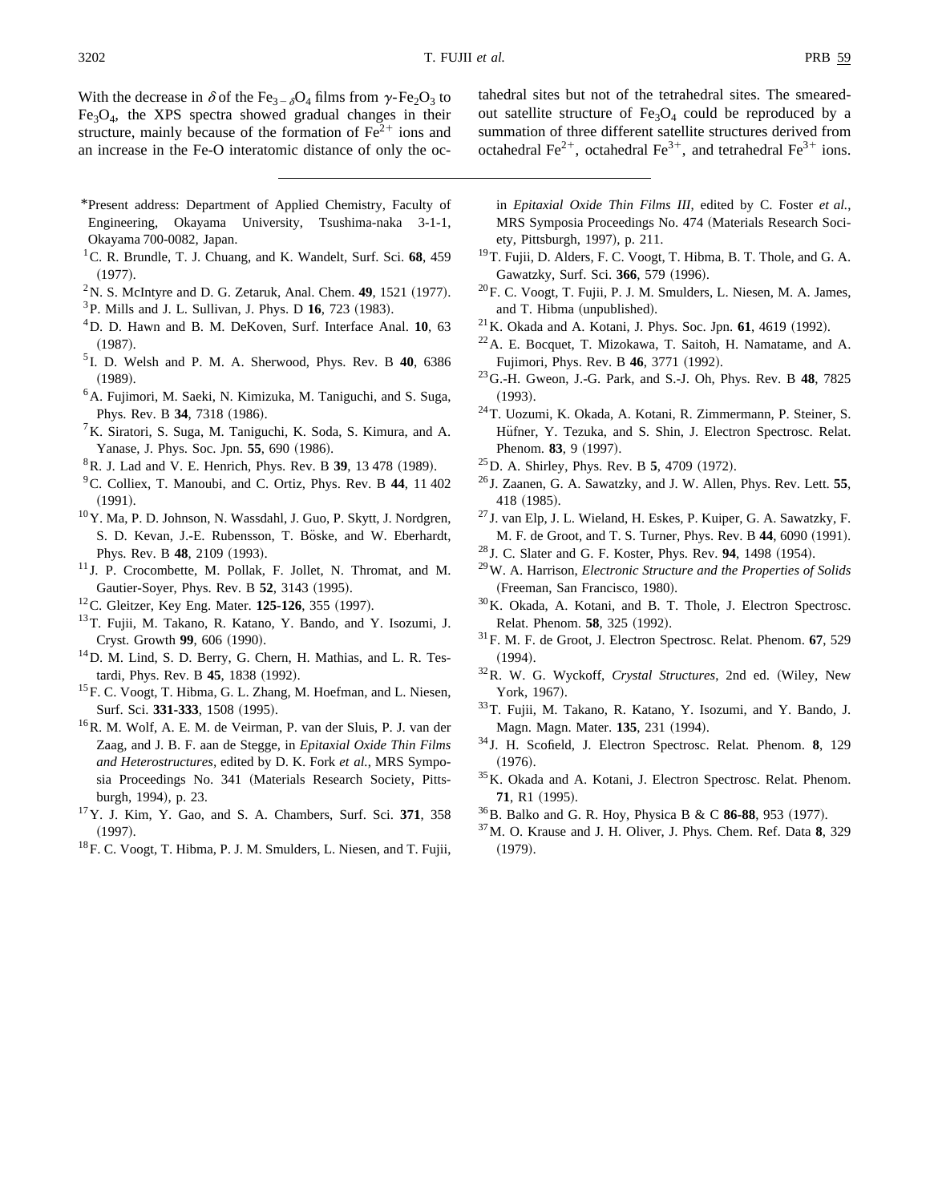With the decrease in $\delta$ of the $Fe_{3-\delta}O_4$ films from $\gamma$-$Fe_2O_3$ to $Fe_3O_4$, the XPS spectra showed gradual changes in their structure, mainly because of the formation of $Fe^{2+}$ ions and an increase in the Fe-O interatomic distance of only the octahedral sites but not of the tetrahedral sites. The smeared-out satellite structure of $Fe_3O_4$ could be reproduced by a summation of three different satellite structures derived from octahedral $Fe^{2+}$, octahedral $Fe^{3+}$, and tetrahedral $Fe^{3+}$ ions.

---

*Present address: Department of Applied Chemistry, Faculty of Engineering, Okayama University, Tsushima-naka 3-1-1, Okayama 700-0082, Japan.

[1] C. R. Brundle, T. J. Chuang, and K. Wandelt, Surf. Sci. **68**, 459 (1977).

[2] N. S. McIntyre and D. G. Zetaruk, Anal. Chem. **49**, 1521 (1977).

[3] P. Mills and J. L. Sullivan, J. Phys. D **16**, 723 (1983).

[4] D. D. Hawn and B. M. DeKoven, Surf. Interface Anal. **10**, 63 (1987).

[5] I. D. Welsh and P. M. A. Sherwood, Phys. Rev. B **40**, 6386 (1989).

[6] A. Fujimori, M. Saeki, N. Kimizuka, M. Taniguchi, and S. Suga, Phys. Rev. B **34**, 7318 (1986).

[7] K. Siratori, S. Suga, M. Taniguchi, K. Soda, S. Kimura, and A. Yanase, J. Phys. Soc. Jpn. **55**, 690 (1986).

[8] R. J. Lad and V. E. Henrich, Phys. Rev. B **39**, 13 478 (1989).

[9] C. Colliex, T. Manoubi, and C. Ortiz, Phys. Rev. B **44**, 11 402 (1991).

[10] Y. Ma, P. D. Johnson, N. Wassdahl, J. Guo, P. Skytt, J. Nordgren, S. D. Kevan, J.-E. Rubensson, T. Böske, and W. Eberhardt, Phys. Rev. B **48**, 2109 (1993).

[11] J. P. Crocombette, M. Pollak, F. Jollet, N. Thromat, and M. Gautier-Soyer, Phys. Rev. B **52**, 3143 (1995).

[12] C. Gleitzer, Key Eng. Mater. **125-126**, 355 (1997).

[13] T. Fujii, M. Takano, R. Katano, Y. Bando, and Y. Isozumi, J. Cryst. Growth **99**, 606 (1990).

[14] D. M. Lind, S. D. Berry, G. Chern, H. Mathias, and L. R. Testardi, Phys. Rev. B **45**, 1838 (1992).

[15] F. C. Voogt, T. Hibma, G. L. Zhang, M. Hoefman, and L. Niesen, Surf. Sci. **331-333**, 1508 (1995).

[16] R. M. Wolf, A. E. M. de Veirman, P. van der Sluis, P. J. van der Zaag, and J. B. F. aan de Stegge, in *Epitaxial Oxide Thin Films and Heterostructures*, edited by D. K. Fork *et al.*, MRS Symposia Proceedings No. 341 (Materials Research Society, Pittsburgh, 1994), p. 23.

[17] Y. J. Kim, Y. Gao, and S. A. Chambers, Surf. Sci. **371**, 358 (1997).

[18] F. C. Voogt, T. Hibma, P. J. M. Smulders, L. Niesen, and T. Fujii, in *Epitaxial Oxide Thin Films III*, edited by C. Foster *et al.*, MRS Symposia Proceedings No. 474 (Materials Research Society, Pittsburgh, 1997), p. 211.

[19] T. Fujii, D. Alders, F. C. Voogt, T. Hibma, B. T. Thole, and G. A. Gawatzky, Surf. Sci. **366**, 579 (1996).

[20] F. C. Voogt, T. Fujii, P. J. M. Smulders, L. Niesen, M. A. James, and T. Hibma (unpublished).

[21] K. Okada and A. Kotani, J. Phys. Soc. Jpn. **61**, 4619 (1992).

[22] A. E. Bocquet, T. Mizokawa, T. Saitoh, H. Namatame, and A. Fujimori, Phys. Rev. B **46**, 3771 (1992).

[23] G.-H. Gweon, J.-G. Park, and S.-J. Oh, Phys. Rev. B **48**, 7825 (1993).

[24] T. Uozumi, K. Okada, A. Kotani, R. Zimmermann, P. Steiner, S. Hüfner, Y. Tezuka, and S. Shin, J. Electron Spectrosc. Relat. Phenom. **83**, 9 (1997).

[25] D. A. Shirley, Phys. Rev. B **5**, 4709 (1972).

[26] J. Zaanen, G. A. Sawatzky, and J. W. Allen, Phys. Rev. Lett. **55**, 418 (1985).

[27] J. van Elp, J. L. Wieland, H. Eskes, P. Kuiper, G. A. Sawatzky, F. M. F. de Groot, and T. S. Turner, Phys. Rev. B **44**, 6090 (1991).

[28] J. C. Slater and G. F. Koster, Phys. Rev. **94**, 1498 (1954).

[29] W. A. Harrison, *Electronic Structure and the Properties of Solids* (Freeman, San Francisco, 1980).

[30] K. Okada, A. Kotani, and B. T. Thole, J. Electron Spectrosc. Relat. Phenom. **58**, 325 (1992).

[31] F. M. F. de Groot, J. Electron Spectrosc. Relat. Phenom. **67**, 529 (1994).

[32] R. W. G. Wyckoff, *Crystal Structures*, 2nd ed. (Wiley, New York, 1967).

[33] T. Fujii, M. Takano, R. Katano, Y. Isozumi, and Y. Bando, J. Magn. Magn. Mater. **135**, 231 (1994).

[34] J. H. Scofield, J. Electron Spectrosc. Relat. Phenom. **8**, 129 (1976).

[35] K. Okada and A. Kotani, J. Electron Spectrosc. Relat. Phenom. **71**, R1 (1995).

[36] B. Balko and G. R. Hoy, Physica B & C **86-88**, 953 (1977).

[37] M. O. Krause and J. H. Oliver, J. Phys. Chem. Ref. Data **8**, 329 (1979).